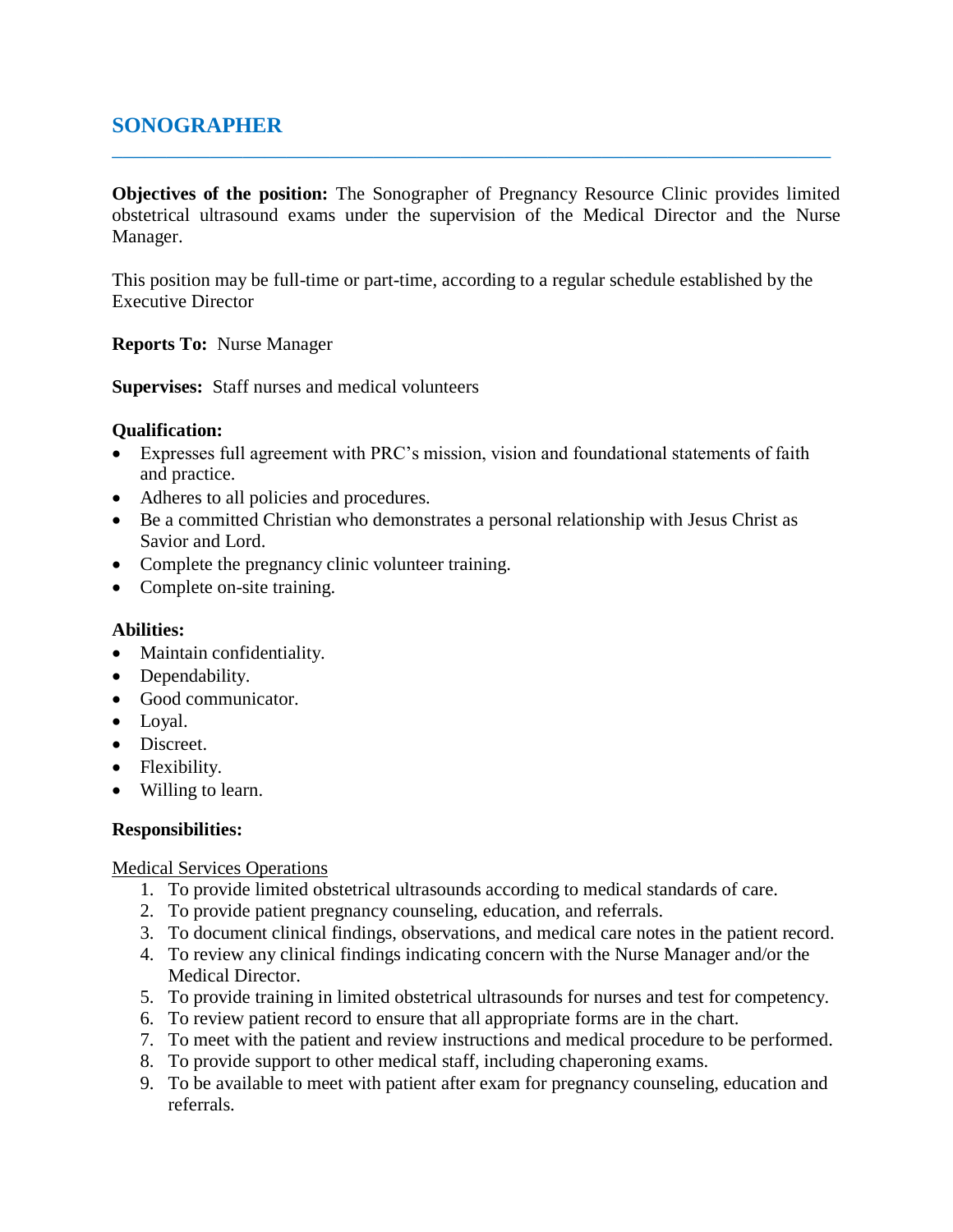# SONOGRAPHER

---

**Objectives of the position:** The Sonographer of Pregnancy Resource Clinic provides limited obstetrical ultrasound exams under the supervision of the Medical Director and the Nurse Manager.

This position may be full-time or part-time, according to a regular schedule established by the Executive Director

**Reports To:** Nurse Manager

**Supervises:** Staff nurses and medical volunteers

**Qualification:**

- Expresses full agreement with PRC's mission, vision and foundational statements of faith and practice.
- Adheres to all policies and procedures.
- Be a committed Christian who demonstrates a personal relationship with Jesus Christ as Savior and Lord.
- Complete the pregnancy clinic volunteer training.
- Complete on-site training.

**Abilities:**

- Maintain confidentiality.
- Dependability.
- Good communicator.
- Loyal.
- Discreet.
- Flexibility.
- Willing to learn.

**Responsibilities:**

<u>Medical Services Operations</u>

1. To provide limited obstetrical ultrasounds according to medical standards of care.
2. To provide patient pregnancy counseling, education, and referrals.
3. To document clinical findings, observations, and medical care notes in the patient record.
4. To review any clinical findings indicating concern with the Nurse Manager and/or the Medical Director.
5. To provide training in limited obstetrical ultrasounds for nurses and test for competency.
6. To review patient record to ensure that all appropriate forms are in the chart.
7. To meet with the patient and review instructions and medical procedure to be performed.
8. To provide support to other medical staff, including chaperoning exams.
9. To be available to meet with patient after exam for pregnancy counseling, education and referrals.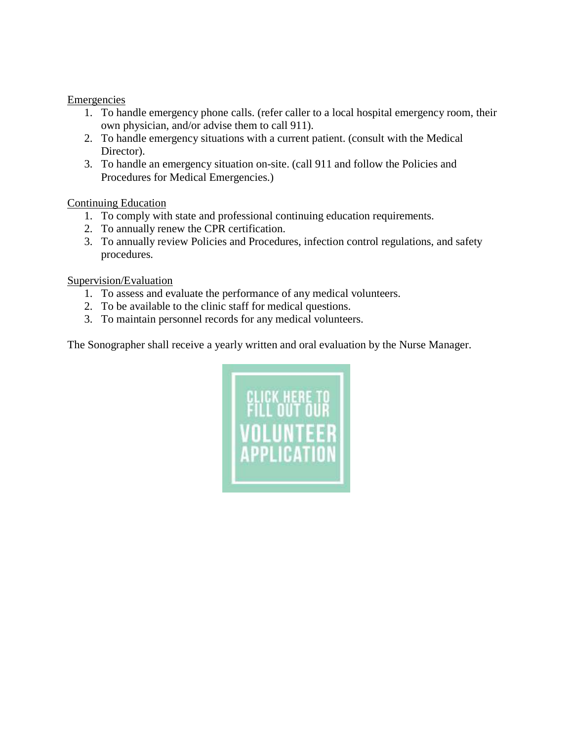### Emergencies

1. To handle emergency phone calls. (refer caller to a local hospital emergency room, their own physician, and/or advise them to call 911).
2. To handle emergency situations with a current patient. (consult with the Medical Director).
3. To handle an emergency situation on-site. (call 911 and follow the Policies and Procedures for Medical Emergencies.)

### Continuing Education

1. To comply with state and professional continuing education requirements.
2. To annually renew the CPR certification.
3. To annually review Policies and Procedures, infection control regulations, and safety procedures.

### Supervision/Evaluation

1. To assess and evaluate the performance of any medical volunteers.
2. To be available to the clinic staff for medical questions.
3. To maintain personnel records for any medical volunteers.

The Sonographer shall receive a yearly written and oral evaluation by the Nurse Manager.

CLICK HERE TO FILL OUT OUR VOLUNTEER APPLICATION